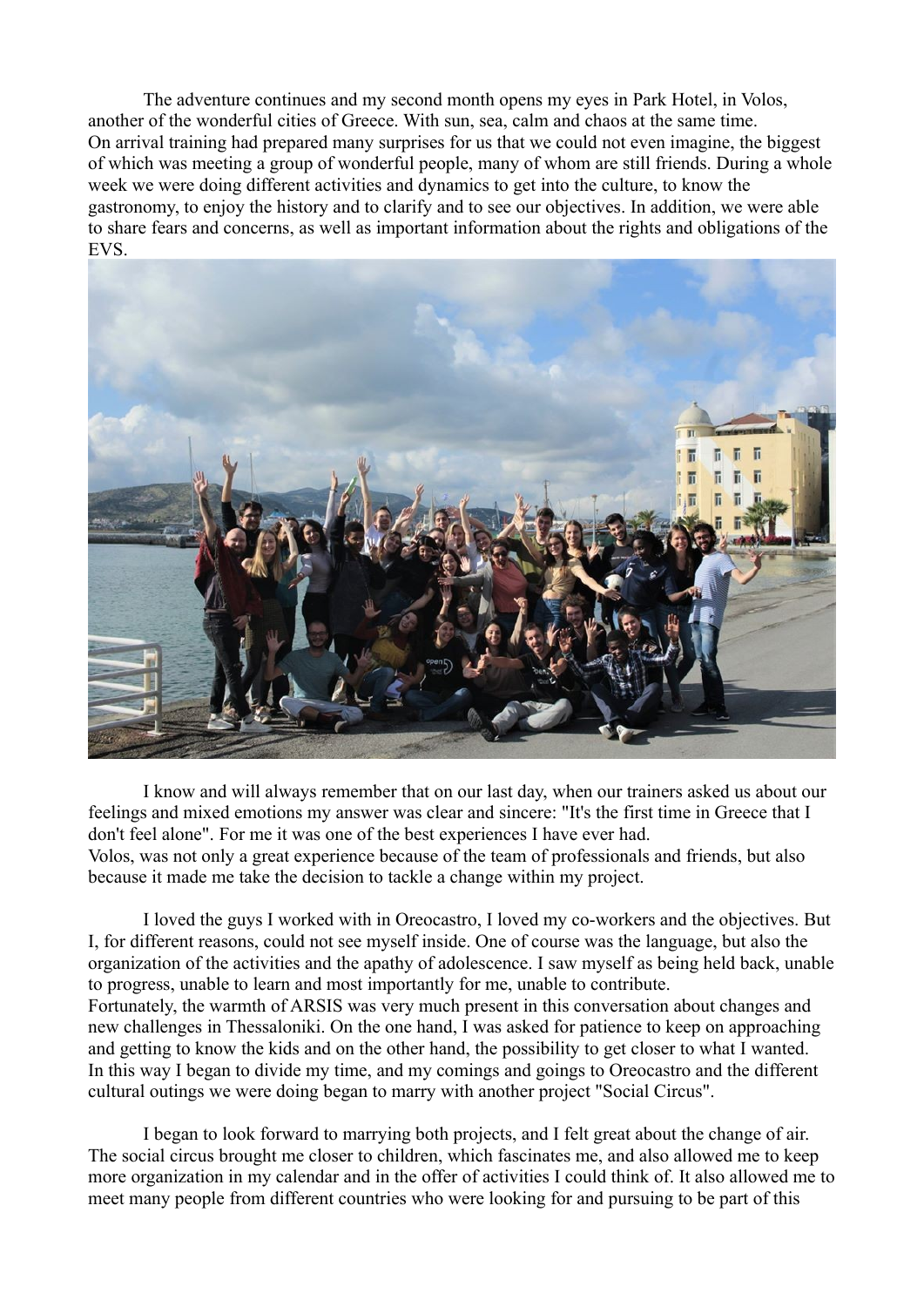The adventure continues and my second month opens my eyes in Park Hotel, in Volos, another of the wonderful cities of Greece. With sun, sea, calm and chaos at the same time. On arrival training had prepared many surprises for us that we could not even imagine, the biggest of which was meeting a group of wonderful people, many of whom are still friends. During a whole week we were doing different activities and dynamics to get into the culture, to know the gastronomy, to enjoy the history and to clarify and to see our objectives. In addition, we were able to share fears and concerns, as well as important information about the rights and obligations of the EVS.

I know and will always remember that on our last day, when our trainers asked us about our feelings and mixed emotions my answer was clear and sincere: "It's the first time in Greece that I don't feel alone". For me it was one of the best experiences I have ever had.
Volos, was not only a great experience because of the team of professionals and friends, but also because it made me take the decision to tackle a change within my project.

I loved the guys I worked with in Oreocastro, I loved my co-workers and the objectives. But I, for different reasons, could not see myself inside. One of course was the language, but also the organization of the activities and the apathy of adolescence. I saw myself as being held back, unable to progress, unable to learn and most importantly for me, unable to contribute.
Fortunately, the warmth of ARSIS was very much present in this conversation about changes and new challenges in Thessaloniki. On the one hand, I was asked for patience to keep on approaching and getting to know the kids and on the other hand, the possibility to get closer to what I wanted. In this way I began to divide my time, and my comings and goings to Oreocastro and the different cultural outings we were doing began to marry with another project "Social Circus".

I began to look forward to marrying both projects, and I felt great about the change of air. The social circus brought me closer to children, which fascinates me, and also allowed me to keep more organization in my calendar and in the offer of activities I could think of. It also allowed me to meet many people from different countries who were looking for and pursuing to be part of this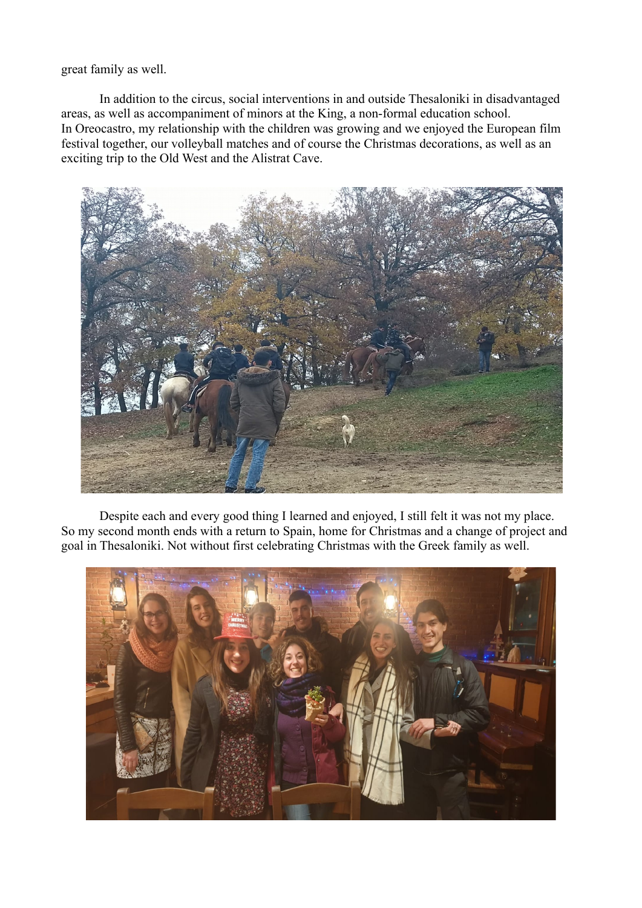great family as well.

In addition to the circus, social interventions in and outside Thesaloniki in disadvantaged areas, as well as accompaniment of minors at the King, a non-formal education school.
In Oreocastro, my relationship with the children was growing and we enjoyed the European film festival together, our volleyball matches and of course the Christmas decorations, as well as an exciting trip to the Old West and the Alistrat Cave.

Despite each and every good thing I learned and enjoyed, I still felt it was not my place. So my second month ends with a return to Spain, home for Christmas and a change of project and goal in Thesaloniki. Not without first celebrating Christmas with the Greek family as well.